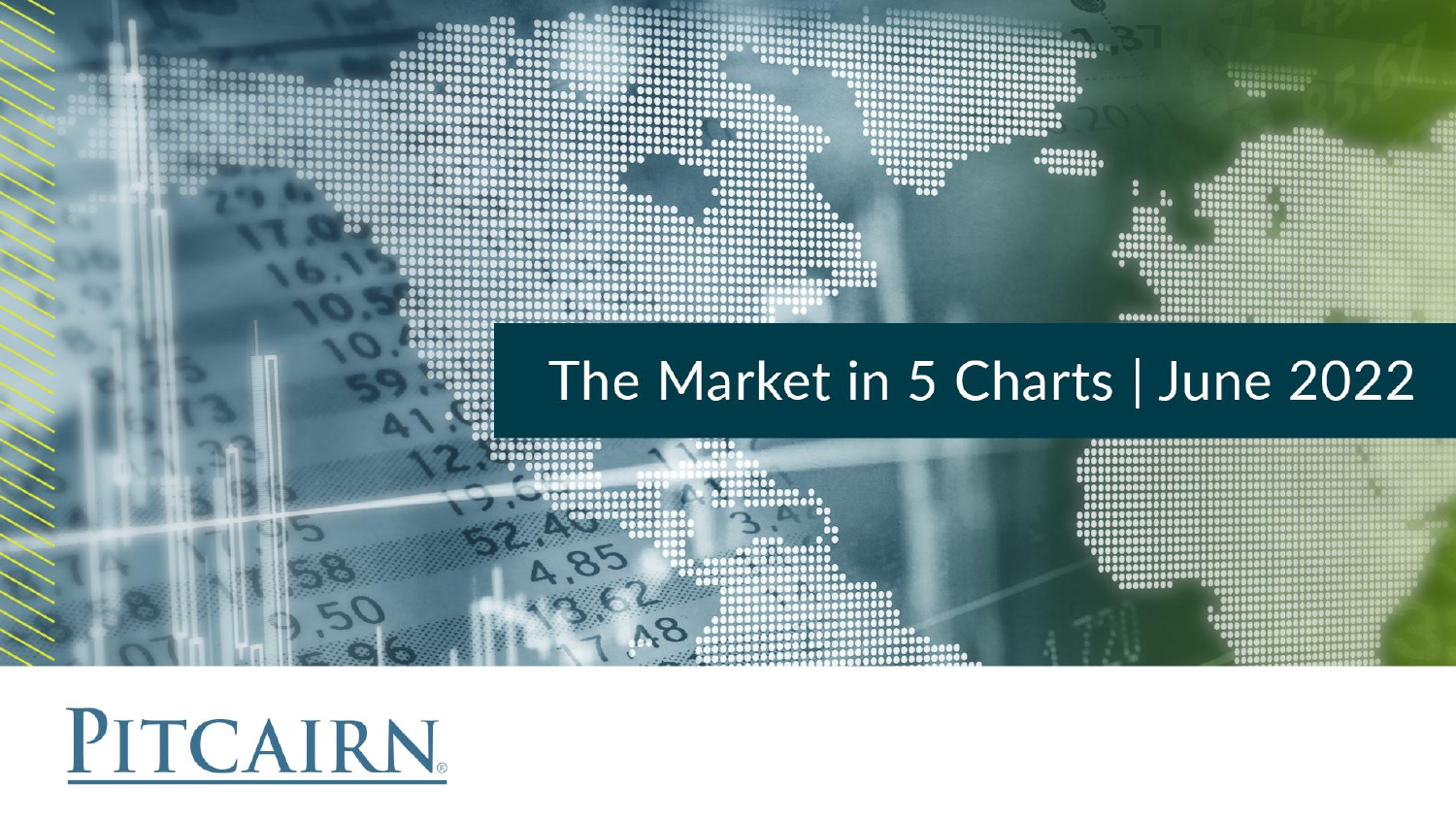# The Market in 5 Charts | June 2022

PITCAIRN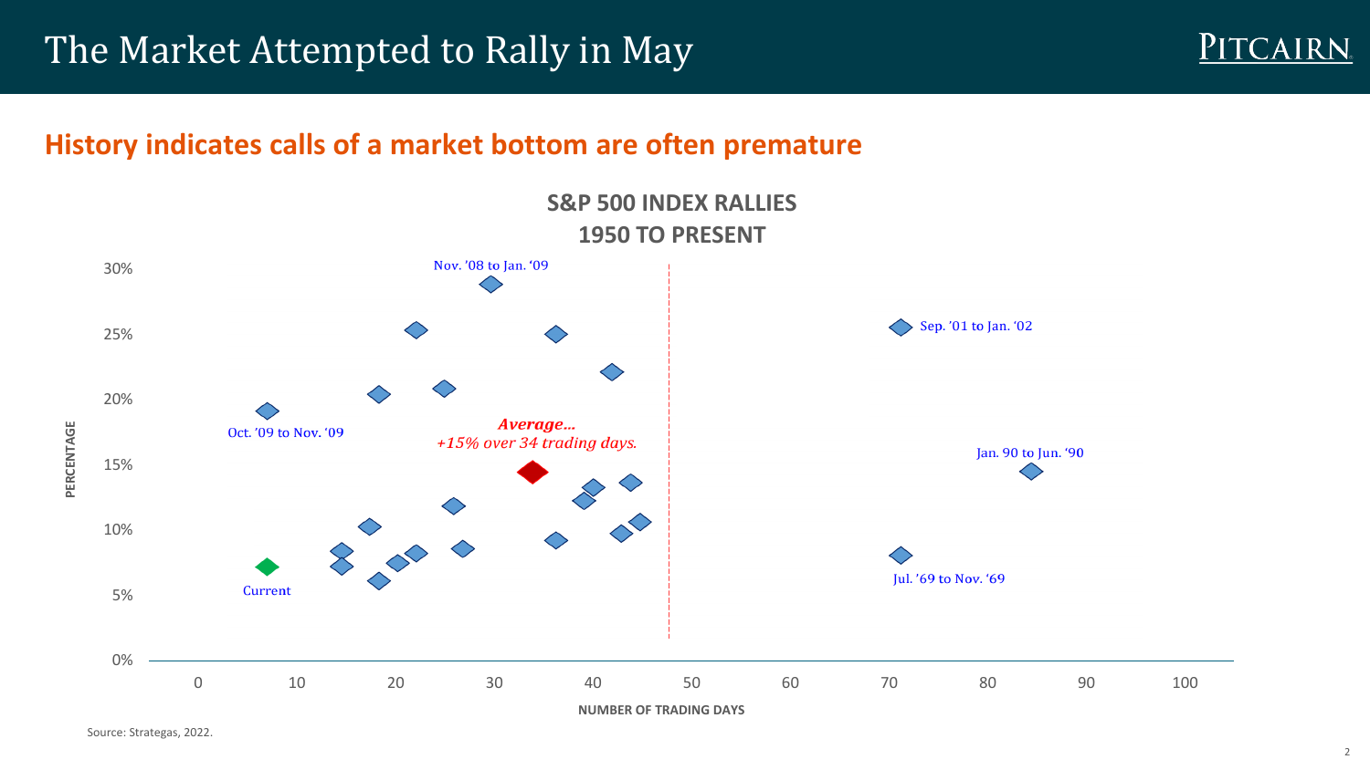# The Market Attempted to Rally in May

## History indicates calls of a market bottom are often premature

**S&P 500 INDEX RALLIES**
**1950 TO PRESENT**

Nov. '08 to Jan. '09

Sep. '01 to Jan. '02

Oct. '09 to Nov. '09

*Average…*
*+15% over 34 trading days.*

Jan. 90 to Jun. '90

Jul. '69 to Nov. '69

Current

PERCENTAGE: 0%, 5%, 10%, 15%, 20%, 25%, 30%

NUMBER OF TRADING DAYS: 0, 10, 20, 30, 40, 50, 60, 70, 80, 90, 100

Source: Strategas, 2022.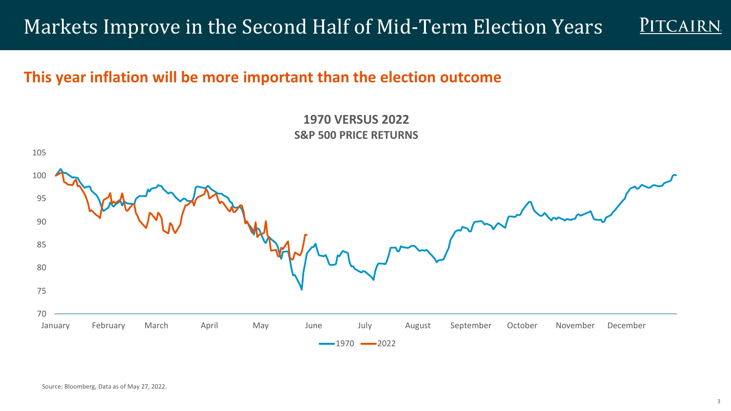# Markets Improve in the Second Half of Mid-Term Election Years

## This year inflation will be more important than the election outcome

**1970 VERSUS 2022**
**S&P 500 PRICE RETURNS**

Source: Bloomberg, Data as of May 27, 2022.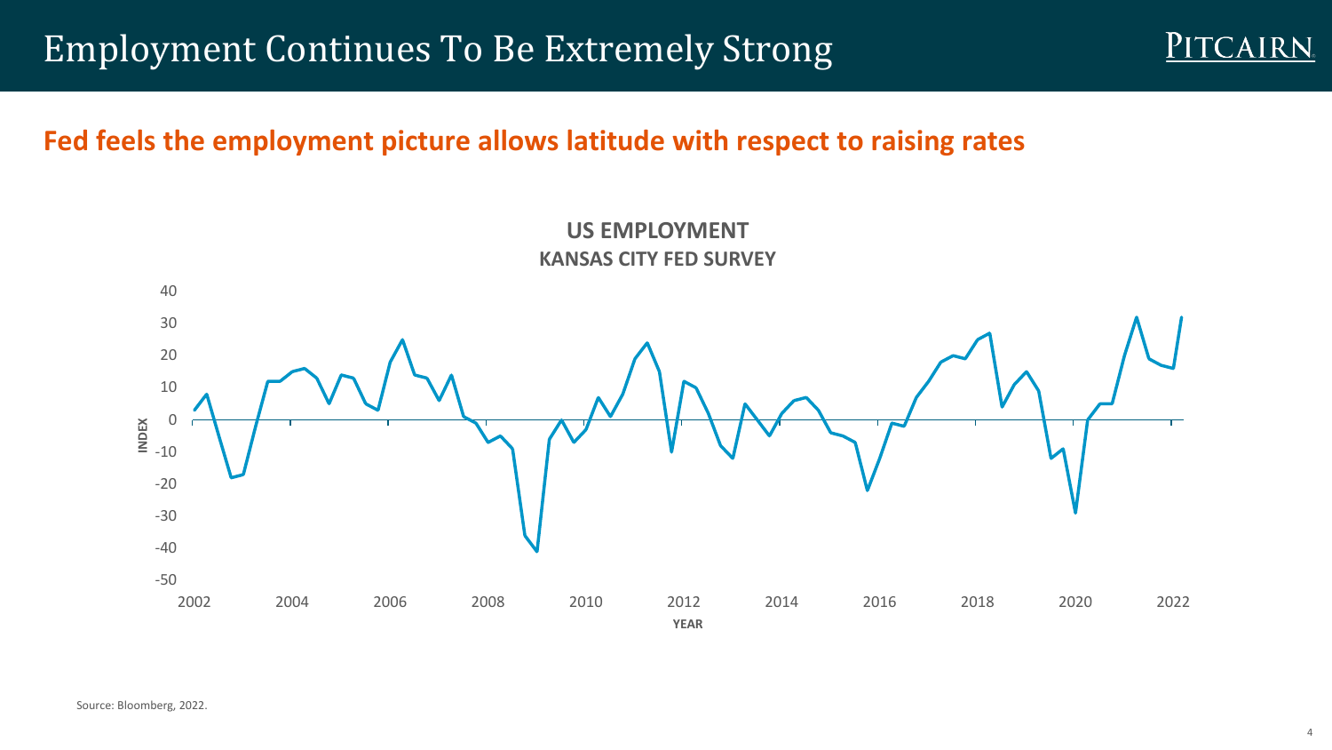# Employment Continues To Be Extremely Strong

## Fed feels the employment picture allows latitude with respect to raising rates

**US EMPLOYMENT**
**KANSAS CITY FED SURVEY**

Source: Bloomberg, 2022.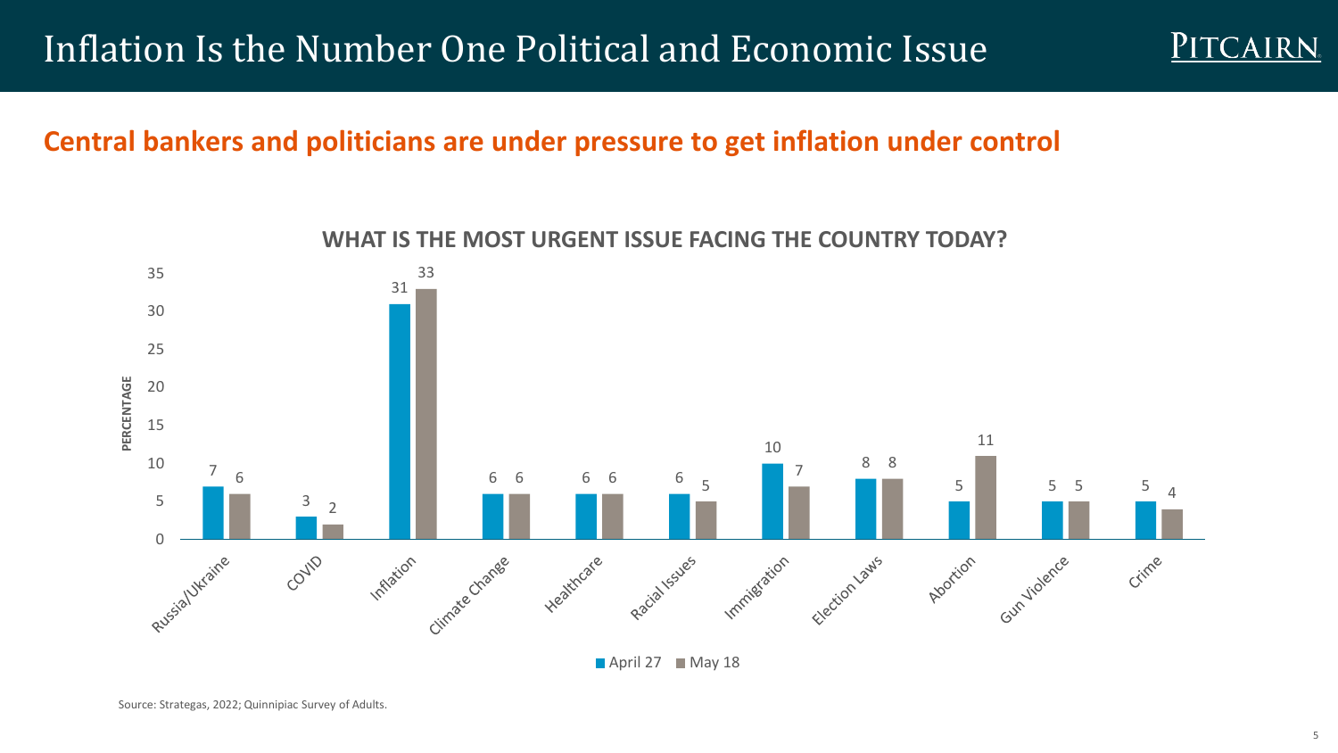# Inflation Is the Number One Political and Economic Issue

**Central bankers and politicians are under pressure to get inflation under control**

**WHAT IS THE MOST URGENT ISSUE FACING THE COUNTRY TODAY?**

| Issue | April 27 | May 18 |
|---|---|---|
| Russia/Ukraine | 7 | 6 |
| COVID | 3 | 2 |
| Inflation | 31 | 33 |
| Climate Change | 6 | 6 |
| Healthcare | 6 | 6 |
| Racial Issues | 6 | 5 |
| Immigration | 10 | 7 |
| Election Laws | 8 | 8 |
| Abortion | 5 | 11 |
| Gun Violence | 5 | 5 |
| Crime | 5 | 4 |

PERCENTAGE

Source: Strategas, 2022; Quinnipiac Survey of Adults.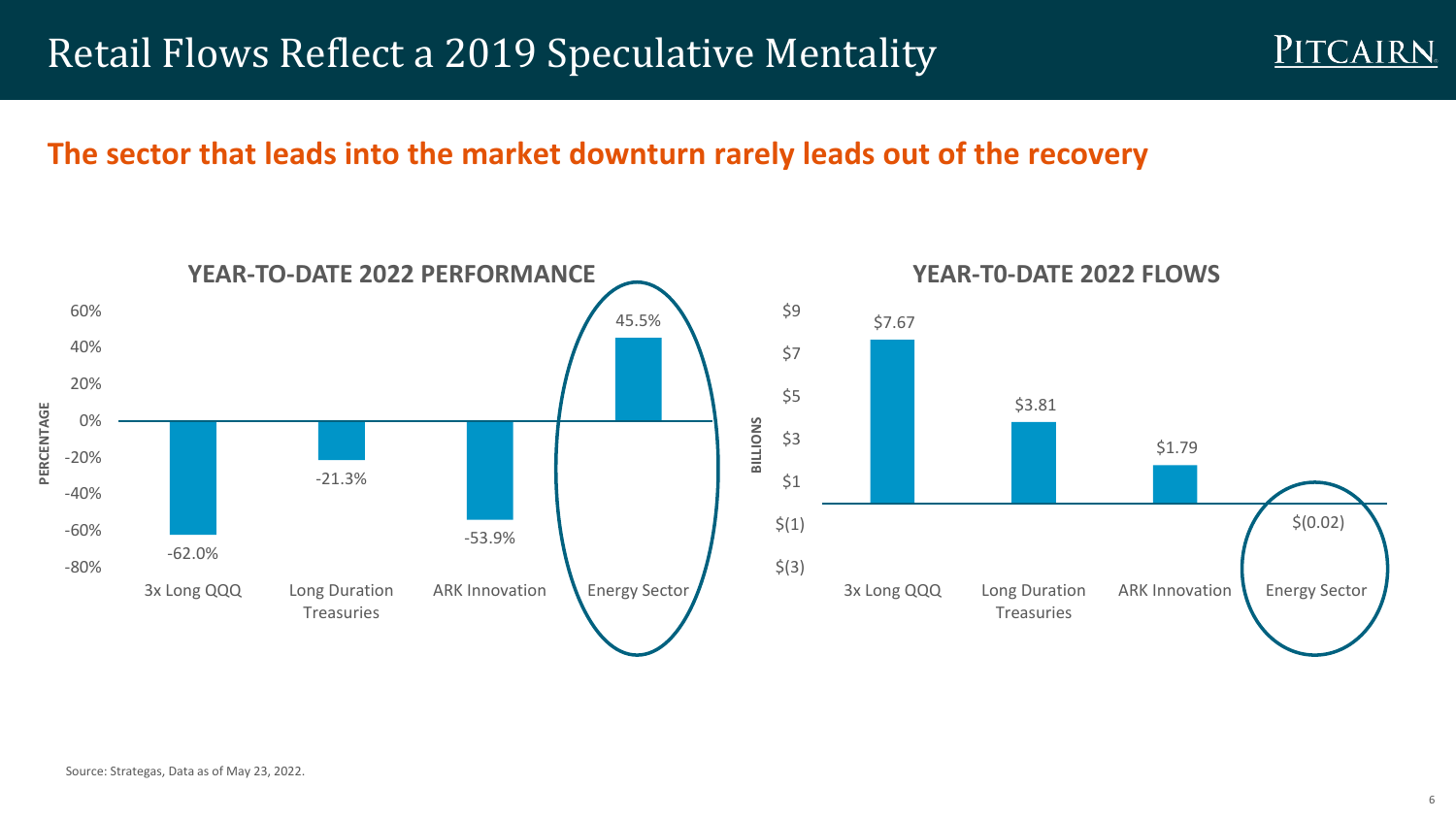# Retail Flows Reflect a 2019 Speculative Mentality

**The sector that leads into the market downturn rarely leads out of the recovery**

**YEAR-TO-DATE 2022 PERFORMANCE**

PERCENTAGE

60%
40%
20%
0%
-20%
-40%
-60%
-80%

3x Long QQQ: -62.0%
Long Duration Treasuries: -21.3%
ARK Innovation: -53.9%
Energy Sector: 45.5%

**YEAR-T0-DATE 2022 FLOWS**

BILLIONS

$9
$7
$5
$3
$1
$(1)
$(3)

3x Long QQQ: $7.67
Long Duration Treasuries: $3.81
ARK Innovation: $1.79
Energy Sector: $(0.02)

Source: Strategas, Data as of May 23, 2022.